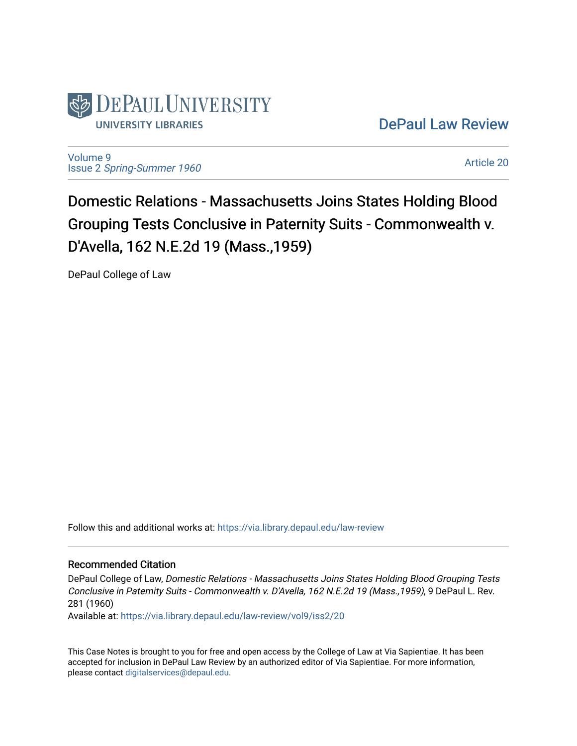DePaul University Libraries

[DePaul Law Review](https://via.library.depaul.edu/law-review)

Volume 9
Issue 2 *Spring-Summer 1960*

Article 20

# Domestic Relations - Massachusetts Joins States Holding Blood Grouping Tests Conclusive in Paternity Suits - Commonwealth v. D'Avella, 162 N.E.2d 19 (Mass.,1959)

DePaul College of Law

Follow this and additional works at: https://via.library.depaul.edu/law-review

## Recommended Citation

DePaul College of Law, *Domestic Relations - Massachusetts Joins States Holding Blood Grouping Tests Conclusive in Paternity Suits - Commonwealth v. D'Avella, 162 N.E.2d 19 (Mass.,1959)*, 9 DePaul L. Rev. 281 (1960)
Available at: https://via.library.depaul.edu/law-review/vol9/iss2/20

This Case Notes is brought to you for free and open access by the College of Law at Via Sapientiae. It has been accepted for inclusion in DePaul Law Review by an authorized editor of Via Sapientiae. For more information, please contact digitalservices@depaul.edu.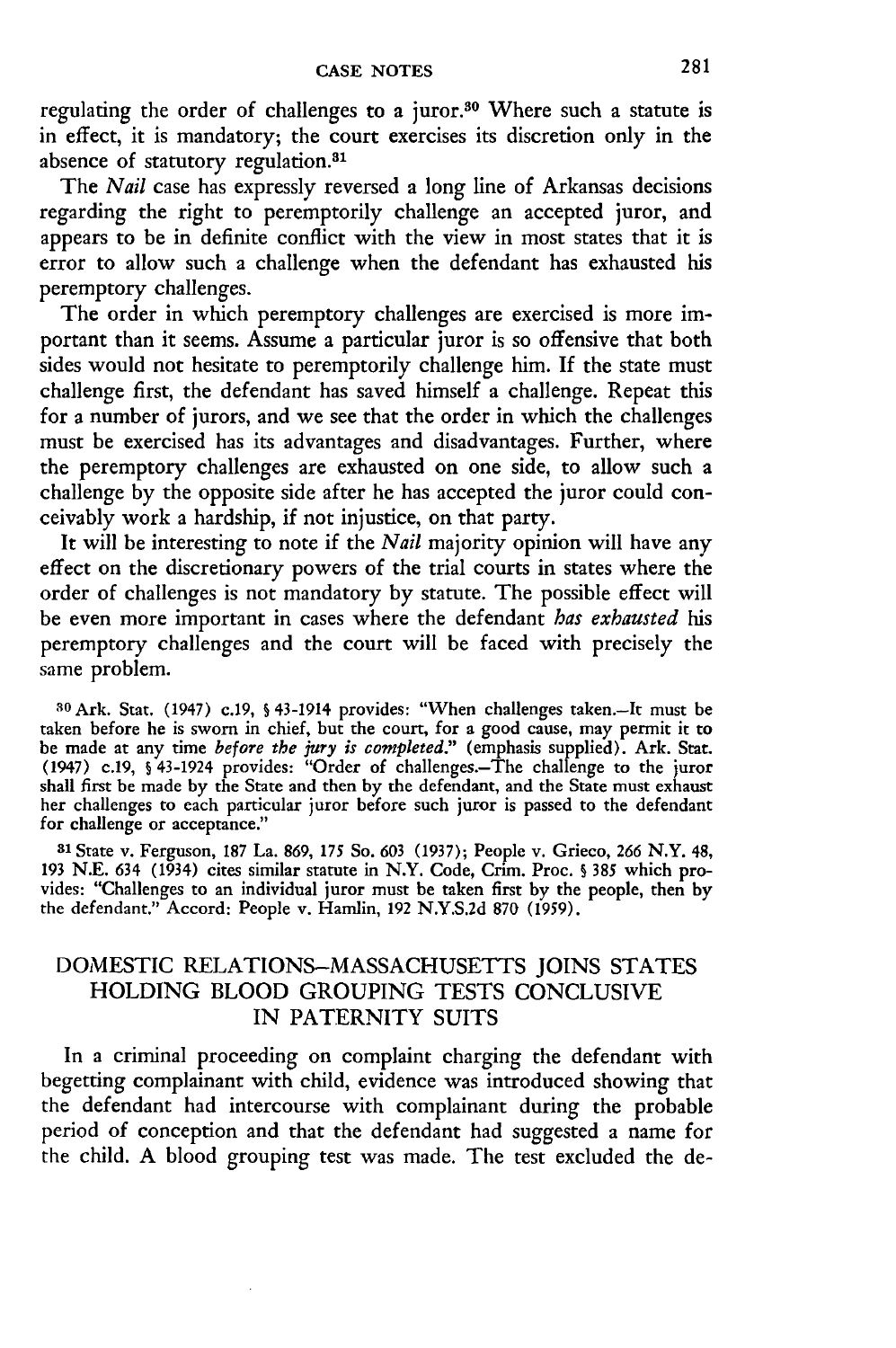regulating the order of challenges to a juror.[30] Where such a statute is in effect, it is mandatory; the court exercises its discretion only in the absence of statutory regulation.[31]

The *Nail* case has expressly reversed a long line of Arkansas decisions regarding the right to peremptorily challenge an accepted juror, and appears to be in definite conflict with the view in most states that it is error to allow such a challenge when the defendant has exhausted his peremptory challenges.

The order in which peremptory challenges are exercised is more important than it seems. Assume a particular juror is so offensive that both sides would not hesitate to peremptorily challenge him. If the state must challenge first, the defendant has saved himself a challenge. Repeat this for a number of jurors, and we see that the order in which the challenges must be exercised has its advantages and disadvantages. Further, where the peremptory challenges are exhausted on one side, to allow such a challenge by the opposite side after he has accepted the juror could conceivably work a hardship, if not injustice, on that party.

It will be interesting to note if the *Nail* majority opinion will have any effect on the discretionary powers of the trial courts in states where the order of challenges is not mandatory by statute. The possible effect will be even more important in cases where the defendant *has exhausted* his peremptory challenges and the court will be faced with precisely the same problem.

[30] Ark. Stat. (1947) c.19, § 43-1914 provides: "When challenges taken.—It must be taken before he is sworn in chief, but the court, for a good cause, may permit it to be made at any time *before the jury is completed*." (emphasis supplied). Ark. Stat. (1947) c.19, § 43-1924 provides: "Order of challenges.—The challenge to the juror shall first be made by the State and then by the defendant, and the State must exhaust her challenges to each particular juror before such juror is passed to the defendant for challenge or acceptance."

[31] State v. Ferguson, 187 La. 869, 175 So. 603 (1937); People v. Grieco, 266 N.Y. 48, 193 N.E. 634 (1934) cites similar statute in N.Y. Code, Crim. Proc. § 385 which provides: "Challenges to an individual juror must be taken first by the people, then by the defendant." Accord: People v. Hamlin, 192 N.Y.S.2d 870 (1959).

## DOMESTIC RELATIONS—MASSACHUSETTS JOINS STATES HOLDING BLOOD GROUPING TESTS CONCLUSIVE IN PATERNITY SUITS

In a criminal proceeding on complaint charging the defendant with begetting complainant with child, evidence was introduced showing that the defendant had intercourse with complainant during the probable period of conception and that the defendant had suggested a name for the child. A blood grouping test was made. The test excluded the de-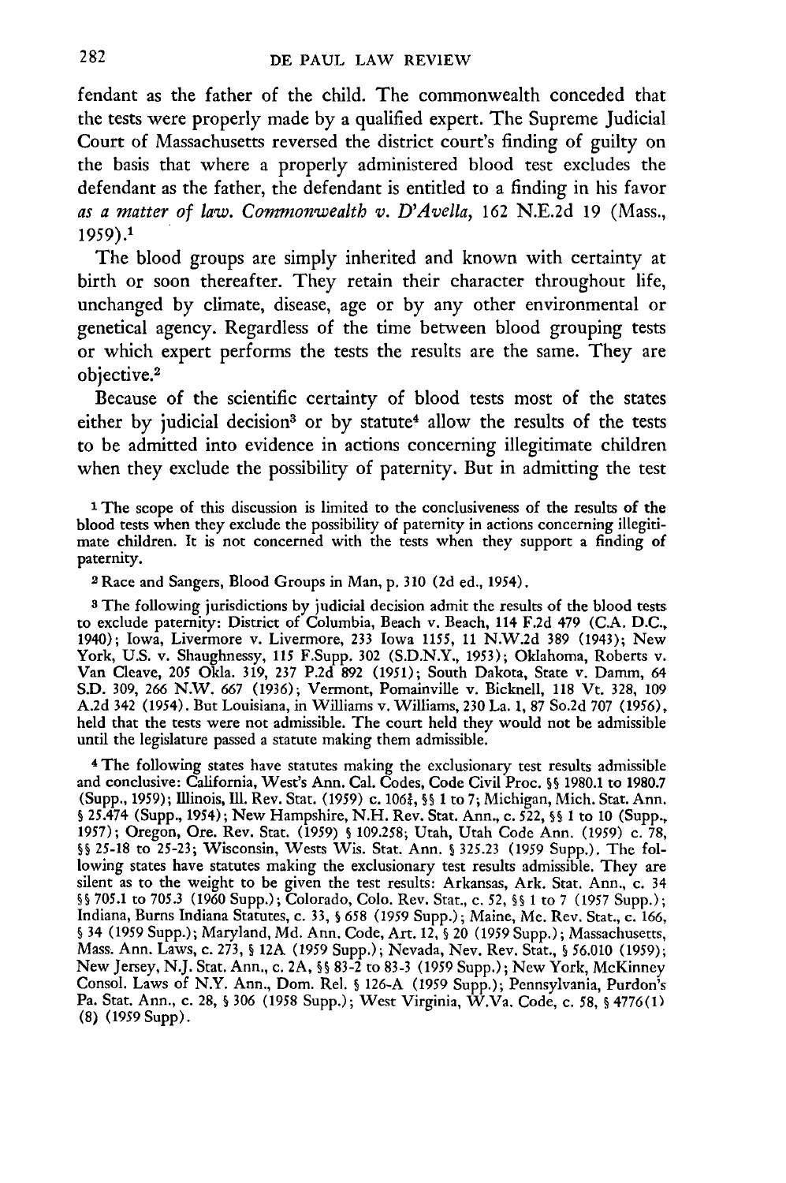fendant as the father of the child. The commonwealth conceded that the tests were properly made by a qualified expert. The Supreme Judicial Court of Massachusetts reversed the district court's finding of guilty on the basis that where a properly administered blood test excludes the defendant as the father, the defendant is entitled to a finding in his favor *as a matter of law. Commonwealth v. D'Avella*, 162 N.E.2d 19 (Mass., 1959).[1]

The blood groups are simply inherited and known with certainty at birth or soon thereafter. They retain their character throughout life, unchanged by climate, disease, age or by any other environmental or genetical agency. Regardless of the time between blood grouping tests or which expert performs the tests the results are the same. They are objective.[2]

Because of the scientific certainty of blood tests most of the states either by judicial decision[3] or by statute[4] allow the results of the tests to be admitted into evidence in actions concerning illegitimate children when they exclude the possibility of paternity. But in admitting the test

[1] The scope of this discussion is limited to the conclusiveness of the results of the blood tests when they exclude the possibility of paternity in actions concerning illegitimate children. It is not concerned with the tests when they support a finding of paternity.

[2] Race and Sangers, Blood Groups in Man, p. 310 (2d ed., 1954).

[3] The following jurisdictions by judicial decision admit the results of the blood tests to exclude paternity: District of Columbia, Beach v. Beach, 114 F.2d 479 (C.A. D.C., 1940); Iowa, Livermore v. Livermore, 233 Iowa 1155, 11 N.W.2d 389 (1943); New York, U.S. v. Shaughnessy, 115 F.Supp. 302 (S.D.N.Y., 1953); Oklahoma, Roberts v. Van Cleave, 205 Okla. 319, 237 P.2d 892 (1951); South Dakota, State v. Damm, 64 S.D. 309, 266 N.W. 667 (1936); Vermont, Pomainville v. Bicknell, 118 Vt. 328, 109 A.2d 342 (1954). But Louisiana, in Williams v. Williams, 230 La. 1, 87 So.2d 707 (1956), held that the tests were not admissible. The court held they would not be admissible until the legislature passed a statute making them admissible.

[4] The following states have statutes making the exclusionary test results admissible and conclusive: California, West's Ann. Cal. Codes, Code Civil Proc. §§ 1980.1 to 1980.7 (Supp., 1959); Illinois, Ill. Rev. Stat. (1959) c. 106¾, §§ 1 to 7; Michigan, Mich. Stat. Ann. § 25.474 (Supp., 1954); New Hampshire, N.H. Rev. Stat. Ann., c. 522, §§ 1 to 10 (Supp., 1957); Oregon, Ore. Rev. Stat. (1959) § 109.258; Utah, Utah Code Ann. (1959) c. 78, §§ 25-18 to 25-23; Wisconsin, Wests Wis. Stat. Ann. § 325.23 (1959 Supp.). The following states have statutes making the exclusionary test results admissible. They are silent as to the weight to be given the test results: Arkansas, Ark. Stat. Ann., c. 34 §§ 705.1 to 705.3 (1960 Supp.); Colorado, Colo. Rev. Stat., c. 52, §§ 1 to 7 (1957 Supp.); Indiana, Burns Indiana Statutes, c. 33, § 658 (1959 Supp.); Maine, Me. Rev. Stat., c. 166, § 34 (1959 Supp.); Maryland, Md. Ann. Code, Art. 12, § 20 (1959 Supp.); Massachusetts, Mass. Ann. Laws, c. 273, § 12A (1959 Supp.); Nevada, Nev. Rev. Stat., § 56.010 (1959); New Jersey, N.J. Stat. Ann., c. 2A, §§ 83-2 to 83-3 (1959 Supp.); New York, McKinney Consol. Laws of N.Y. Ann., Dom. Rel. § 126-A (1959 Supp.); Pennsylvania, Purdon's Pa. Stat. Ann., c. 28, § 306 (1958 Supp.); West Virginia, W.Va. Code, c. 58, § 4776(1) (8) (1959 Supp).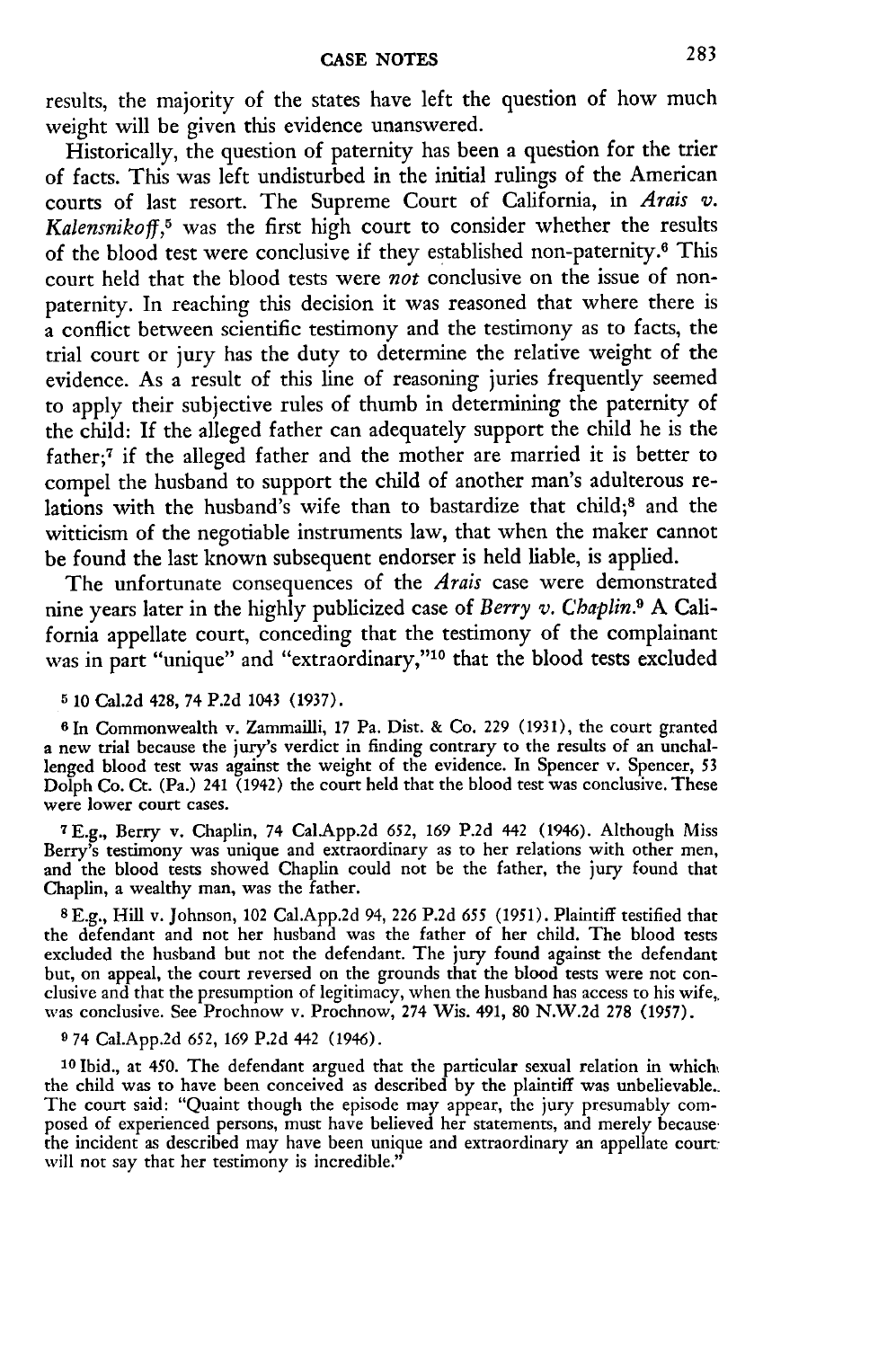results, the majority of the states have left the question of how much weight will be given this evidence unanswered.

Historically, the question of paternity has been a question for the trier of facts. This was left undisturbed in the initial rulings of the American courts of last resort. The Supreme Court of California, in *Arais v. Kalensnikoff*,[5] was the first high court to consider whether the results of the blood test were conclusive if they established non-paternity.[6] This court held that the blood tests were *not* conclusive on the issue of non-paternity. In reaching this decision it was reasoned that where there is a conflict between scientific testimony and the testimony as to facts, the trial court or jury has the duty to determine the relative weight of the evidence. As a result of this line of reasoning juries frequently seemed to apply their subjective rules of thumb in determining the paternity of the child: If the alleged father can adequately support the child he is the father;[7] if the alleged father and the mother are married it is better to compel the husband to support the child of another man's adulterous relations with the husband's wife than to bastardize that child;[8] and the witticism of the negotiable instruments law, that when the maker cannot be found the last known subsequent endorser is held liable, is applied.

The unfortunate consequences of the *Arais* case were demonstrated nine years later in the highly publicized case of *Berry v. Chaplin*.[9] A California appellate court, conceding that the testimony of the complainant was in part "unique" and "extraordinary,"[10] that the blood tests excluded

[5] 10 Cal.2d 428, 74 P.2d 1043 (1937).

[6] In Commonwealth v. Zammailli, 17 Pa. Dist. & Co. 229 (1931), the court granted a new trial because the jury's verdict in finding contrary to the results of an unchallenged blood test was against the weight of the evidence. In Spencer v. Spencer, 53 Dolph Co. Ct. (Pa.) 241 (1942) the court held that the blood test was conclusive. These were lower court cases.

[7] E.g., Berry v. Chaplin, 74 Cal.App.2d 652, 169 P.2d 442 (1946). Although Miss Berry's testimony was unique and extraordinary as to her relations with other men, and the blood tests showed Chaplin could not be the father, the jury found that Chaplin, a wealthy man, was the father.

[8] E.g., Hill v. Johnson, 102 Cal.App.2d 94, 226 P.2d 655 (1951). Plaintiff testified that the defendant and not her husband was the father of her child. The blood tests excluded the husband but not the defendant. The jury found against the defendant but, on appeal, the court reversed on the grounds that the blood tests were not conclusive and that the presumption of legitimacy, when the husband has access to his wife, was conclusive. See Prochnow v. Prochnow, 274 Wis. 491, 80 N.W.2d 278 (1957).

[9] 74 Cal.App.2d 652, 169 P.2d 442 (1946).

[10] Ibid., at 450. The defendant argued that the particular sexual relation in which the child was to have been conceived as described by the plaintiff was unbelievable. The court said: "Quaint though the episode may appear, the jury presumably composed of experienced persons, must have believed her statements, and merely because the incident as described may have been unique and extraordinary an appellate court will not say that her testimony is incredible."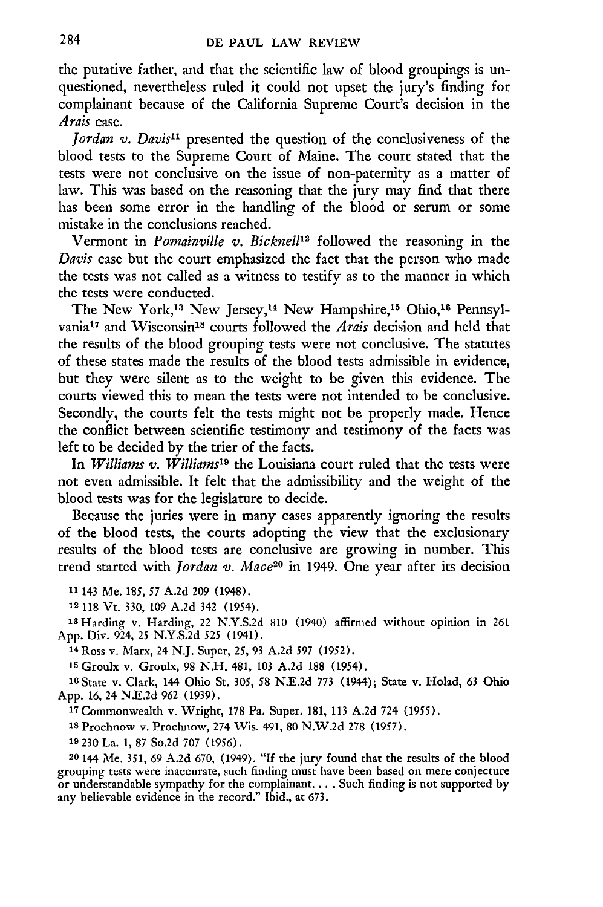the putative father, and that the scientific law of blood groupings is unquestioned, nevertheless ruled it could not upset the jury's finding for complainant because of the California Supreme Court's decision in the *Arais* case.

*Jordan v. Davis*[11] presented the question of the conclusiveness of the blood tests to the Supreme Court of Maine. The court stated that the tests were not conclusive on the issue of non-paternity as a matter of law. This was based on the reasoning that the jury may find that there has been some error in the handling of the blood or serum or some mistake in the conclusions reached.

Vermont in *Pomainville v. Bicknell*[12] followed the reasoning in the *Davis* case but the court emphasized the fact that the person who made the tests was not called as a witness to testify as to the manner in which the tests were conducted.

The New York,[13] New Jersey,[14] New Hampshire,[15] Ohio,[16] Pennsylvania[17] and Wisconsin[18] courts followed the *Arais* decision and held that the results of the blood grouping tests were not conclusive. The statutes of these states made the results of the blood tests admissible in evidence, but they were silent as to the weight to be given this evidence. The courts viewed this to mean the tests were not intended to be conclusive. Secondly, the courts felt the tests might not be properly made. Hence the conflict between scientific testimony and testimony of the facts was left to be decided by the trier of the facts.

In *Williams v. Williams*[19] the Louisiana court ruled that the tests were not even admissible. It felt that the admissibility and the weight of the blood tests was for the legislature to decide.

Because the juries were in many cases apparently ignoring the results of the blood tests, the courts adopting the view that the exclusionary results of the blood tests are conclusive are growing in number. This trend started with *Jordan v. Mace*[20] in 1949. One year after its decision

[11] 143 Me. 185, 57 A.2d 209 (1948).

[12] 118 Vt. 330, 109 A.2d 342 (1954).

[13] Harding v. Harding, 22 N.Y.S.2d 810 (1940) affirmed without opinion in 261 App. Div. 924, 25 N.Y.S.2d 525 (1941).

[14] Ross v. Marx, 24 N.J. Super, 25, 93 A.2d 597 (1952).

[15] Groulx v. Groulx, 98 N.H. 481, 103 A.2d 188 (1954).

[16] State v. Clark, 144 Ohio St. 305, 58 N.E.2d 773 (1944); State v. Holad, 63 Ohio App. 16, 24 N.E.2d 962 (1939).

[17] Commonwealth v. Wright, 178 Pa. Super. 181, 113 A.2d 724 (1955).

[18] Prochnow v. Prochnow, 274 Wis. 491, 80 N.W.2d 278 (1957).

[19] 230 La. 1, 87 So.2d 707 (1956).

[20] 144 Me. 351, 69 A.2d 670, (1949). "If the jury found that the results of the blood grouping tests were inaccurate, such finding must have been based on mere conjecture or understandable sympathy for the complainant. . . . Such finding is not supported by any believable evidence in the record." Ibid., at 673.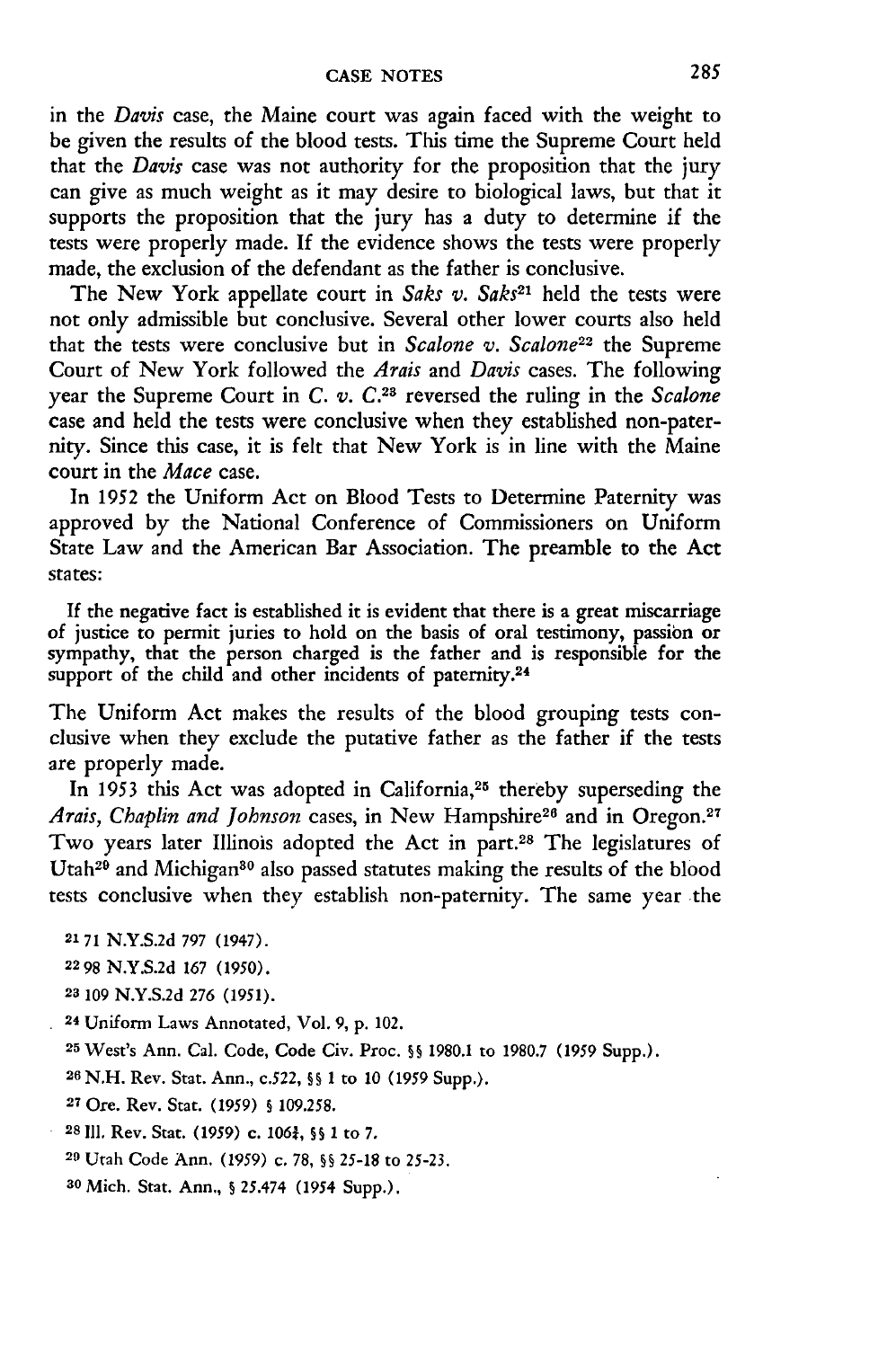in the *Davis* case, the Maine court was again faced with the weight to be given the results of the blood tests. This time the Supreme Court held that the *Davis* case was not authority for the proposition that the jury can give as much weight as it may desire to biological laws, but that it supports the proposition that the jury has a duty to determine if the tests were properly made. If the evidence shows the tests were properly made, the exclusion of the defendant as the father is conclusive.

The New York appellate court in *Saks v. Saks*[21] held the tests were not only admissible but conclusive. Several other lower courts also held that the tests were conclusive but in *Scalone v. Scalone*[22] the Supreme Court of New York followed the *Arais* and *Davis* cases. The following year the Supreme Court in *C. v. C.*[23] reversed the ruling in the *Scalone* case and held the tests were conclusive when they established non-paternity. Since this case, it is felt that New York is in line with the Maine court in the *Mace* case.

In 1952 the Uniform Act on Blood Tests to Determine Paternity was approved by the National Conference of Commissioners on Uniform State Law and the American Bar Association. The preamble to the Act states:

> If the negative fact is established it is evident that there is a great miscarriage of justice to permit juries to hold on the basis of oral testimony, passion or sympathy, that the person charged is the father and is responsible for the support of the child and other incidents of paternity.[24]

The Uniform Act makes the results of the blood grouping tests conclusive when they exclude the putative father as the father if the tests are properly made.

In 1953 this Act was adopted in California,[25] thereby superseding the *Arais, Chaplin and Johnson* cases, in New Hampshire[26] and in Oregon.[27] Two years later Illinois adopted the Act in part.[28] The legislatures of Utah[29] and Michigan[30] also passed statutes making the results of the blood tests conclusive when they establish non-paternity. The same year the

[21] 71 N.Y.S.2d 797 (1947).

[22] 98 N.Y.S.2d 167 (1950).

[23] 109 N.Y.S.2d 276 (1951).

[24] Uniform Laws Annotated, Vol. 9, p. 102.

[25] West's Ann. Cal. Code, Code Civ. Proc. §§ 1980.1 to 1980.7 (1959 Supp.).

[26] N.H. Rev. Stat. Ann., c.522, §§ 1 to 10 (1959 Supp.).

[27] Ore. Rev. Stat. (1959) § 109.258.

[28] Ill. Rev. Stat. (1959) c. 106¾, §§ 1 to 7.

[29] Utah Code Ann. (1959) c. 78, §§ 25-18 to 25-23.

[30] Mich. Stat. Ann., § 25.474 (1954 Supp.).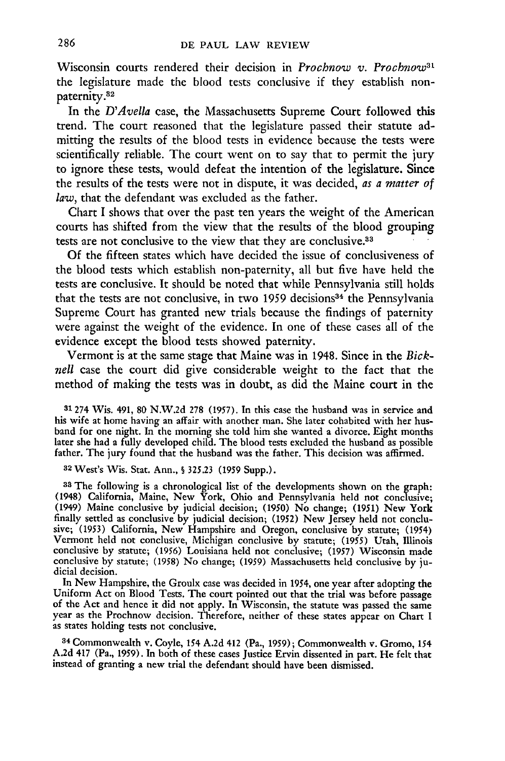Wisconsin courts rendered their decision in *Prochnow v. Prochnow*[31] the legislature made the blood tests conclusive if they establish non-paternity.[32]

In the *D'Avella* case, the Massachusetts Supreme Court followed this trend. The court reasoned that the legislature passed their statute admitting the results of the blood tests in evidence because the tests were scientifically reliable. The court went on to say that to permit the jury to ignore these tests, would defeat the intention of the legislature. Since the results of the tests were not in dispute, it was decided, *as a matter of law*, that the defendant was excluded as the father.

Chart I shows that over the past ten years the weight of the American courts has shifted from the view that the results of the blood grouping tests are not conclusive to the view that they are conclusive.[33]

Of the fifteen states which have decided the issue of conclusiveness of the blood tests which establish non-paternity, all but five have held the tests are conclusive. It should be noted that while Pennsylvania still holds that the tests are not conclusive, in two 1959 decisions[34] the Pennsylvania Supreme Court has granted new trials because the findings of paternity were against the weight of the evidence. In one of these cases all of the evidence except the blood tests showed paternity.

Vermont is at the same stage that Maine was in 1948. Since in the *Bicknell* case the court did give considerable weight to the fact that the method of making the tests was in doubt, as did the Maine court in the

[31] 274 Wis. 491, 80 N.W.2d 278 (1957). In this case the husband was in service and his wife at home having an affair with another man. She later cohabited with her husband for one night. In the morning she told him she wanted a divorce. Eight months later she had a fully developed child. The blood tests excluded the husband as possible father. The jury found that the husband was the father. This decision was affirmed.

[32] West's Wis. Stat. Ann., § 325.23 (1959 Supp.).

[33] The following is a chronological list of the developments shown on the graph: (1948) California, Maine, New York, Ohio and Pennsylvania held not conclusive; (1949) Maine conclusive by judicial decision; (1950) No change; (1951) New York finally settled as conclusive by judicial decision; (1952) New Jersey held not conclusive; (1953) California, New Hampshire and Oregon, conclusive by statute; (1954) Vermont held not conclusive, Michigan conclusive by statute; (1955) Utah, Illinois conclusive by statute; (1956) Louisiana held not conclusive; (1957) Wisconsin made conclusive by statute; (1958) No change; (1959) Massachusetts held conclusive by judicial decision.

In New Hampshire, the Groulx case was decided in 1954, one year after adopting the Uniform Act on Blood Tests. The court pointed out that the trial was before passage of the Act and hence it did not apply. In Wisconsin, the statute was passed the same year as the Prochnow decision. Therefore, neither of these states appear on Chart I as states holding tests not conclusive.

[34] Commonwealth v. Coyle, 154 A.2d 412 (Pa., 1959); Commonwealth v. Gromo, 154 A.2d 417 (Pa., 1959). In both of these cases Justice Ervin dissented in part. He felt that instead of granting a new trial the defendant should have been dismissed.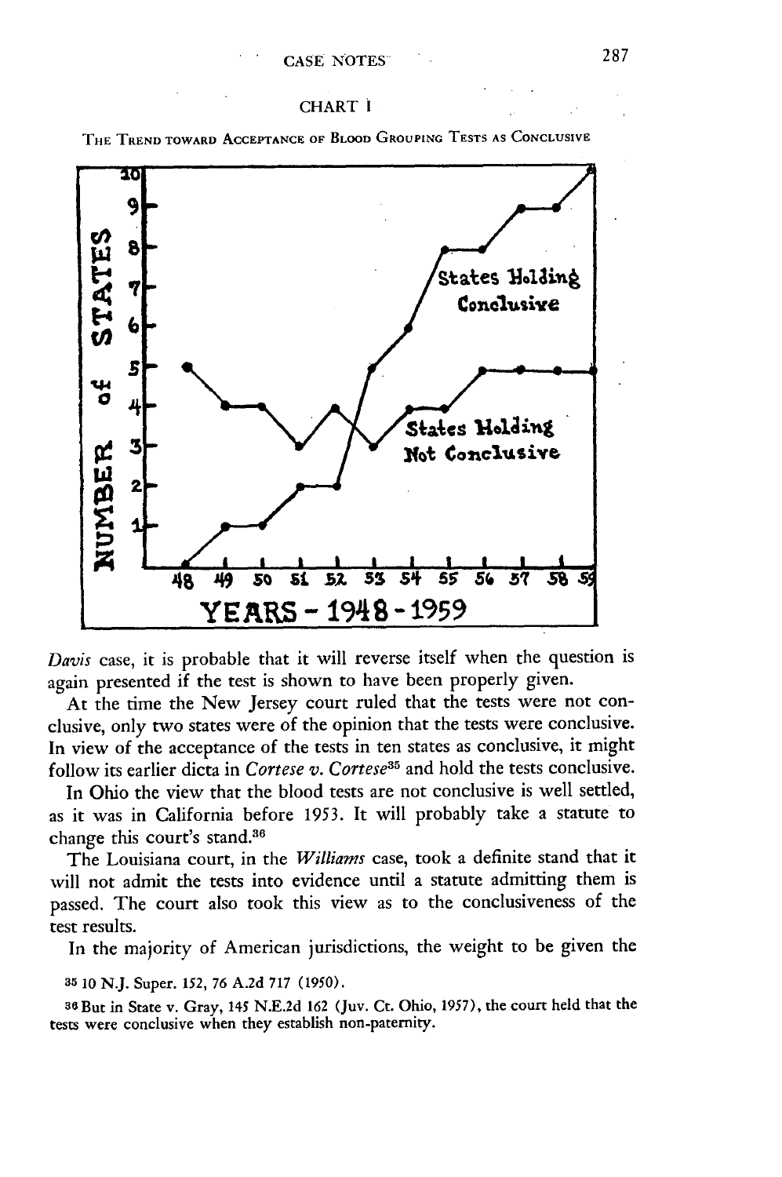CHART I

THE TREND TOWARD ACCEPTANCE OF BLOOD GROUPING TESTS AS CONCLUSIVE

*Davis* case, it is probable that it will reverse itself when the question is again presented if the test is shown to have been properly given.

At the time the New Jersey court ruled that the tests were not conclusive, only two states were of the opinion that the tests were conclusive. In view of the acceptance of the tests in ten states as conclusive, it might follow its earlier dicta in *Cortese v. Cortese*[35] and hold the tests conclusive.

In Ohio the view that the blood tests are not conclusive is well settled, as it was in California before 1953. It will probably take a statute to change this court's stand.[36]

The Louisiana court, in the *Williams* case, took a definite stand that it will not admit the tests into evidence until a statute admitting them is passed. The court also took this view as to the conclusiveness of the test results.

In the majority of American jurisdictions, the weight to be given the

35 10 N.J. Super. 152, 76 A.2d 717 (1950).

36 But in State v. Gray, 145 N.E.2d 162 (Juv. Ct. Ohio, 1957), the court held that the tests were conclusive when they establish non-paternity.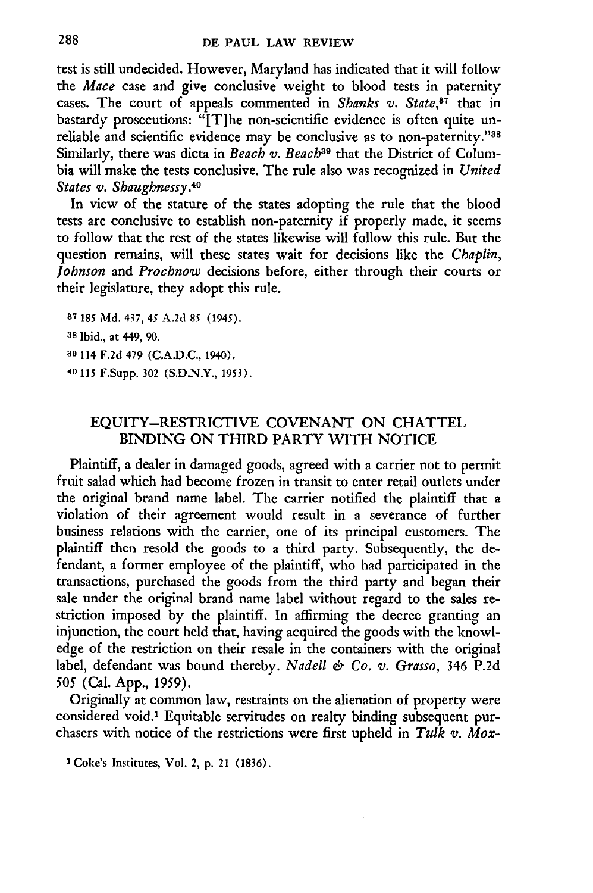test is still undecided. However, Maryland has indicated that it will follow the *Mace* case and give conclusive weight to blood tests in paternity cases. The court of appeals commented in *Shanks v. State*,[37] that in bastardy prosecutions: "[T]he non-scientific evidence is often quite unreliable and scientific evidence may be conclusive as to non-paternity."[38] Similarly, there was dicta in *Beach v. Beach*[39] that the District of Columbia will make the tests conclusive. The rule also was recognized in *United States v. Shaughnessy*.[40]

In view of the stature of the states adopting the rule that the blood tests are conclusive to establish non-paternity if properly made, it seems to follow that the rest of the states likewise will follow this rule. But the question remains, will these states wait for decisions like the *Chaplin*, *Johnson* and *Prochnow* decisions before, either through their courts or their legislature, they adopt this rule.

[37] 185 Md. 437, 45 A.2d 85 (1945).

[38] Ibid., at 449, 90.

[39] 114 F.2d 479 (C.A.D.C., 1940).

[40] 115 F.Supp. 302 (S.D.N.Y., 1953).

## EQUITY—RESTRICTIVE COVENANT ON CHATTEL BINDING ON THIRD PARTY WITH NOTICE

Plaintiff, a dealer in damaged goods, agreed with a carrier not to permit fruit salad which had become frozen in transit to enter retail outlets under the original brand name label. The carrier notified the plaintiff that a violation of their agreement would result in a severance of further business relations with the carrier, one of its principal customers. The plaintiff then resold the goods to a third party. Subsequently, the defendant, a former employee of the plaintiff, who had participated in the transactions, purchased the goods from the third party and began their sale under the original brand name label without regard to the sales restriction imposed by the plaintiff. In affirming the decree granting an injunction, the court held that, having acquired the goods with the knowledge of the restriction on their resale in the containers with the original label, defendant was bound thereby. *Nadell & Co. v. Grasso*, 346 P.2d 505 (Cal. App., 1959).

Originally at common law, restraints on the alienation of property were considered void.[1] Equitable servitudes on realty binding subsequent purchasers with notice of the restrictions were first upheld in *Tulk v. Mox-*

[1] Coke's Institutes, Vol. 2, p. 21 (1836).